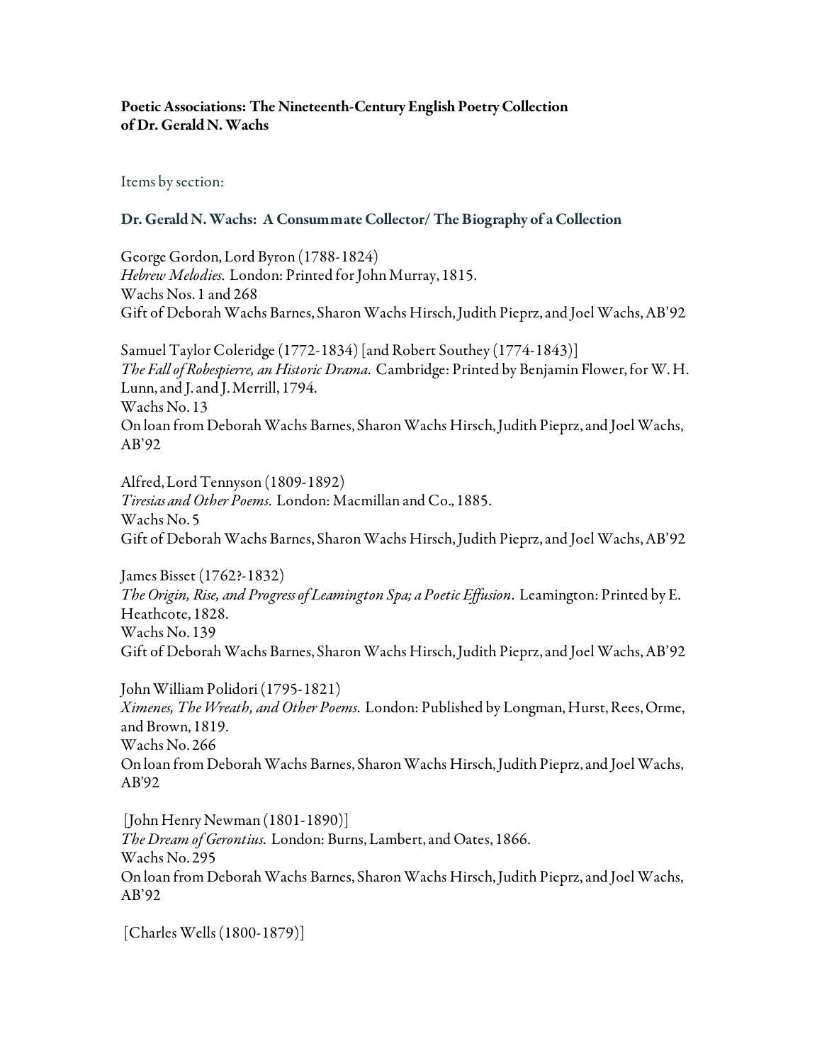**Poetic Associations: The Nineteenth-Century English Poetry Collection of Dr. Gerald N. Wachs**

Items by section:

**Dr. Gerald N. Wachs: A Consummate Collector/ The Biography of a Collection**

George Gordon, Lord Byron (1788-1824)
*Hebrew Melodies.* London: Printed for John Murray, 1815.
Wachs Nos. 1 and 268
Gift of Deborah Wachs Barnes, Sharon Wachs Hirsch, Judith Pieprz, and Joel Wachs, AB'92

Samuel Taylor Coleridge (1772-1834) [and Robert Southey (1774-1843)]
*The Fall of Robespierre, an Historic Drama.* Cambridge: Printed by Benjamin Flower, for W. H. Lunn, and J. and J. Merrill, 1794.
Wachs No. 13
On loan from Deborah Wachs Barnes, Sharon Wachs Hirsch, Judith Pieprz, and Joel Wachs, AB'92

Alfred, Lord Tennyson (1809-1892)
*Tiresias and Other Poems.* London: Macmillan and Co., 1885.
Wachs No. 5
Gift of Deborah Wachs Barnes, Sharon Wachs Hirsch, Judith Pieprz, and Joel Wachs, AB'92

James Bisset (1762?-1832)
*The Origin, Rise, and Progress of Leamington Spa; a Poetic Effusion*. Leamington: Printed by E. Heathcote, 1828.
Wachs No. 139
Gift of Deborah Wachs Barnes, Sharon Wachs Hirsch, Judith Pieprz, and Joel Wachs, AB'92

John William Polidori (1795-1821)
*Ximenes, The Wreath, and Other Poems.* London: Published by Longman, Hurst, Rees, Orme, and Brown, 1819.
Wachs No. 266
On loan from Deborah Wachs Barnes, Sharon Wachs Hirsch, Judith Pieprz, and Joel Wachs, AB'92

[John Henry Newman (1801-1890)]
*The Dream of Gerontius.* London: Burns, Lambert, and Oates, 1866.
Wachs No. 295
On loan from Deborah Wachs Barnes, Sharon Wachs Hirsch, Judith Pieprz, and Joel Wachs, AB'92

[Charles Wells (1800-1879)]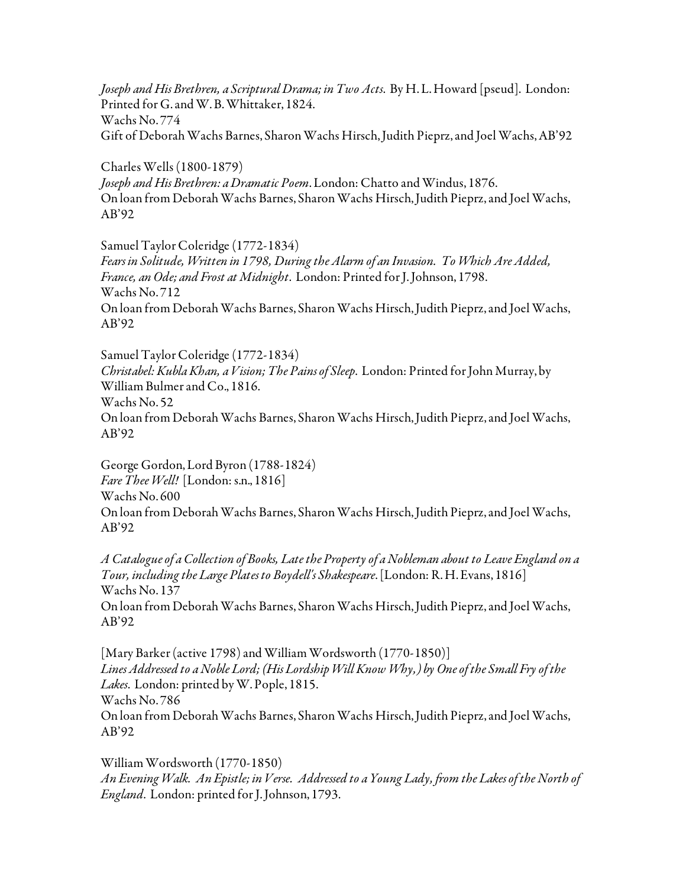*Joseph and His Brethren, a Scriptural Drama; in Two Acts.* By H. L. Howard [pseud]. London: Printed for G. and W. B. Whittaker, 1824.
Wachs No. 774
Gift of Deborah Wachs Barnes, Sharon Wachs Hirsch, Judith Pieprz, and Joel Wachs, AB'92

Charles Wells (1800-1879)
*Joseph and His Brethren: a Dramatic Poem*. London: Chatto and Windus, 1876.
On loan from Deborah Wachs Barnes, Sharon Wachs Hirsch, Judith Pieprz, and Joel Wachs, AB'92

Samuel Taylor Coleridge (1772-1834)
*Fears in Solitude, Written in 1798, During the Alarm of an Invasion. To Which Are Added, France, an Ode; and Frost at Midnight*. London: Printed for J. Johnson, 1798.
Wachs No. 712
On loan from Deborah Wachs Barnes, Sharon Wachs Hirsch, Judith Pieprz, and Joel Wachs, AB'92

Samuel Taylor Coleridge (1772-1834)
*Christabel: Kubla Khan, a Vision; The Pains of Sleep*. London: Printed for John Murray, by William Bulmer and Co., 1816.
Wachs No. 52
On loan from Deborah Wachs Barnes, Sharon Wachs Hirsch, Judith Pieprz, and Joel Wachs, AB'92

George Gordon, Lord Byron (1788-1824)
*Fare Thee Well!* [London: s.n., 1816]
Wachs No. 600
On loan from Deborah Wachs Barnes, Sharon Wachs Hirsch, Judith Pieprz, and Joel Wachs, AB'92

*A Catalogue of a Collection of Books, Late the Property of a Nobleman about to Leave England on a Tour, including the Large Plates to Boydell's Shakespeare*. [London: R. H. Evans, 1816]
Wachs No. 137
On loan from Deborah Wachs Barnes, Sharon Wachs Hirsch, Judith Pieprz, and Joel Wachs, AB'92

[Mary Barker (active 1798) and William Wordsworth (1770-1850)]
*Lines Addressed to a Noble Lord; (His Lordship Will Know Why,) by One of the Small Fry of the Lakes*. London: printed by W. Pople, 1815.
Wachs No. 786
On loan from Deborah Wachs Barnes, Sharon Wachs Hirsch, Judith Pieprz, and Joel Wachs, AB'92

William Wordsworth (1770-1850)
*An Evening Walk. An Epistle; in Verse. Addressed to a Young Lady, from the Lakes of the North of England*. London: printed for J. Johnson, 1793.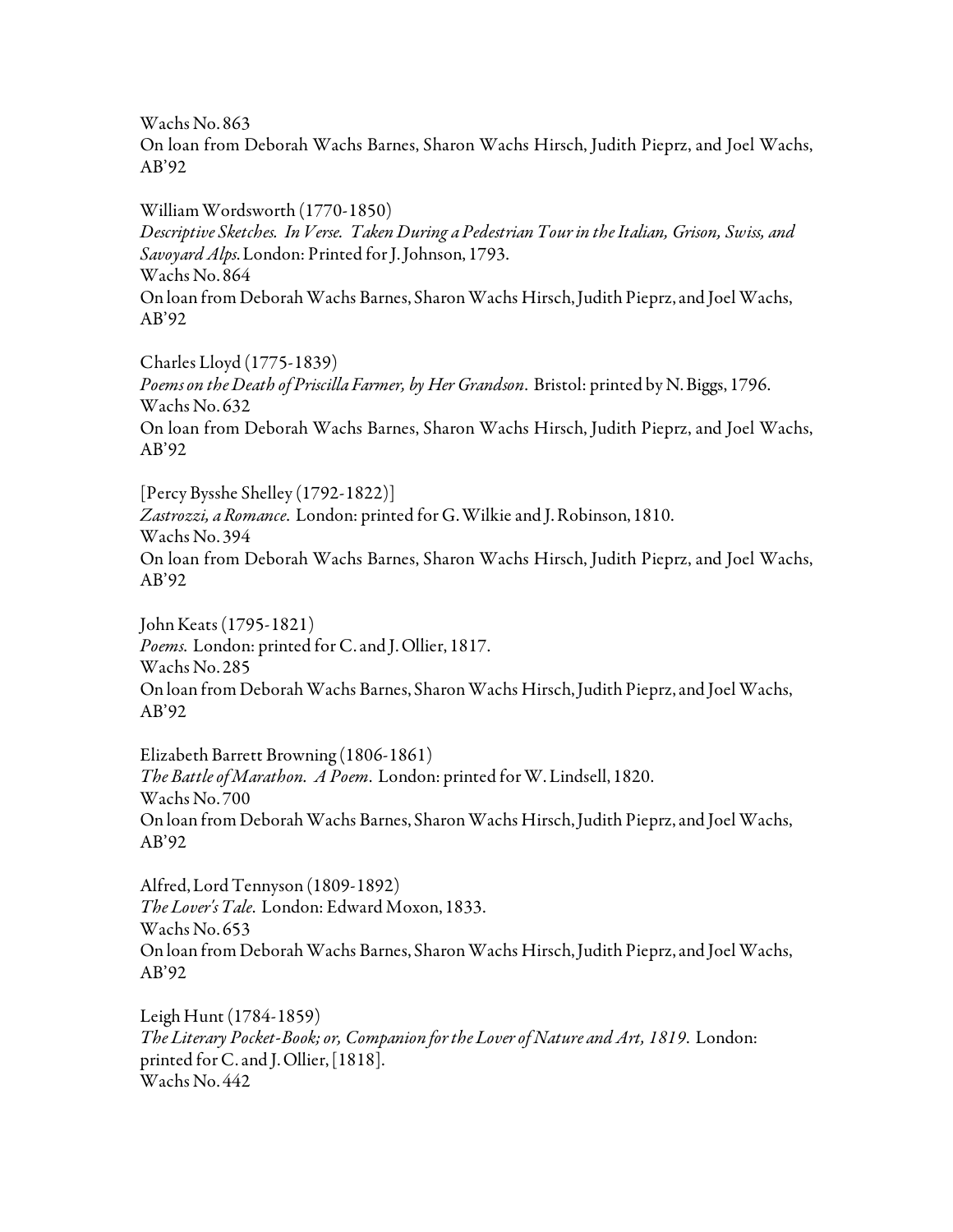Wachs No. 863
On loan from Deborah Wachs Barnes, Sharon Wachs Hirsch, Judith Pieprz, and Joel Wachs, AB'92

William Wordsworth (1770-1850)
*Descriptive Sketches. In Verse. Taken During a Pedestrian Tour in the Italian, Grison, Swiss, and Savoyard Alps.* London: Printed for J. Johnson, 1793.
Wachs No. 864
On loan from Deborah Wachs Barnes, Sharon Wachs Hirsch, Judith Pieprz, and Joel Wachs, AB'92

Charles Lloyd (1775-1839)
*Poems on the Death of Priscilla Farmer, by Her Grandson*. Bristol: printed by N. Biggs, 1796.
Wachs No. 632
On loan from Deborah Wachs Barnes, Sharon Wachs Hirsch, Judith Pieprz, and Joel Wachs, AB'92

[Percy Bysshe Shelley (1792-1822)]
*Zastrozzi, a Romance*. London: printed for G. Wilkie and J. Robinson, 1810.
Wachs No. 394
On loan from Deborah Wachs Barnes, Sharon Wachs Hirsch, Judith Pieprz, and Joel Wachs, AB'92

John Keats (1795-1821)
*Poems*. London: printed for C. and J. Ollier, 1817.
Wachs No. 285
On loan from Deborah Wachs Barnes, Sharon Wachs Hirsch, Judith Pieprz, and Joel Wachs, AB'92

Elizabeth Barrett Browning (1806-1861)
*The Battle of Marathon. A Poem*. London: printed for W. Lindsell, 1820.
Wachs No. 700
On loan from Deborah Wachs Barnes, Sharon Wachs Hirsch, Judith Pieprz, and Joel Wachs, AB'92

Alfred, Lord Tennyson (1809-1892)
*The Lover's Tale*. London: Edward Moxon, 1833.
Wachs No. 653
On loan from Deborah Wachs Barnes, Sharon Wachs Hirsch, Judith Pieprz, and Joel Wachs, AB'92

Leigh Hunt (1784-1859)
*The Literary Pocket-Book; or, Companion for the Lover of Nature and Art, 1819*. London: printed for C. and J. Ollier, [1818].
Wachs No. 442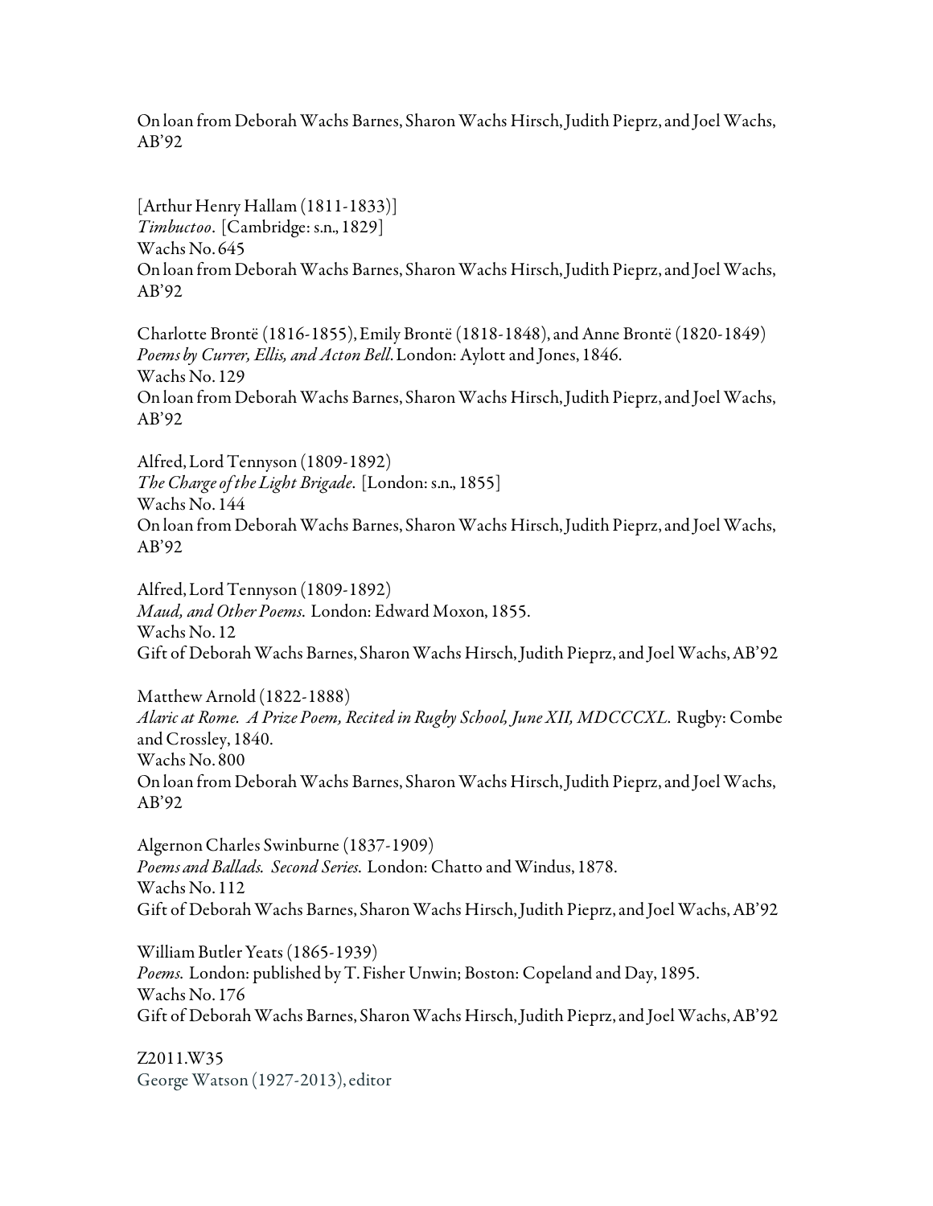On loan from Deborah Wachs Barnes, Sharon Wachs Hirsch, Judith Pieprz, and Joel Wachs, AB'92

[Arthur Henry Hallam (1811-1833)]
*Timbuctoo*. [Cambridge: s.n., 1829]
Wachs No. 645
On loan from Deborah Wachs Barnes, Sharon Wachs Hirsch, Judith Pieprz, and Joel Wachs, AB'92

Charlotte Brontë (1816-1855), Emily Brontë (1818-1848), and Anne Brontë (1820-1849)
*Poems by Currer, Ellis, and Acton Bell*. London: Aylott and Jones, 1846.
Wachs No. 129
On loan from Deborah Wachs Barnes, Sharon Wachs Hirsch, Judith Pieprz, and Joel Wachs, AB'92

Alfred, Lord Tennyson (1809-1892)
*The Charge of the Light Brigade*. [London: s.n., 1855]
Wachs No. 144
On loan from Deborah Wachs Barnes, Sharon Wachs Hirsch, Judith Pieprz, and Joel Wachs, AB'92

Alfred, Lord Tennyson (1809-1892)
*Maud, and Other Poems*. London: Edward Moxon, 1855.
Wachs No. 12
Gift of Deborah Wachs Barnes, Sharon Wachs Hirsch, Judith Pieprz, and Joel Wachs, AB'92

Matthew Arnold (1822-1888)
*Alaric at Rome. A Prize Poem, Recited in Rugby School, June XII, MDCCCXL*. Rugby: Combe and Crossley, 1840.
Wachs No. 800
On loan from Deborah Wachs Barnes, Sharon Wachs Hirsch, Judith Pieprz, and Joel Wachs, AB'92

Algernon Charles Swinburne (1837-1909)
*Poems and Ballads. Second Series*. London: Chatto and Windus, 1878.
Wachs No. 112
Gift of Deborah Wachs Barnes, Sharon Wachs Hirsch, Judith Pieprz, and Joel Wachs, AB'92

William Butler Yeats (1865-1939)
*Poems*. London: published by T. Fisher Unwin; Boston: Copeland and Day, 1895.
Wachs No. 176
Gift of Deborah Wachs Barnes, Sharon Wachs Hirsch, Judith Pieprz, and Joel Wachs, AB'92

Z2011.W35
George Watson (1927-2013), editor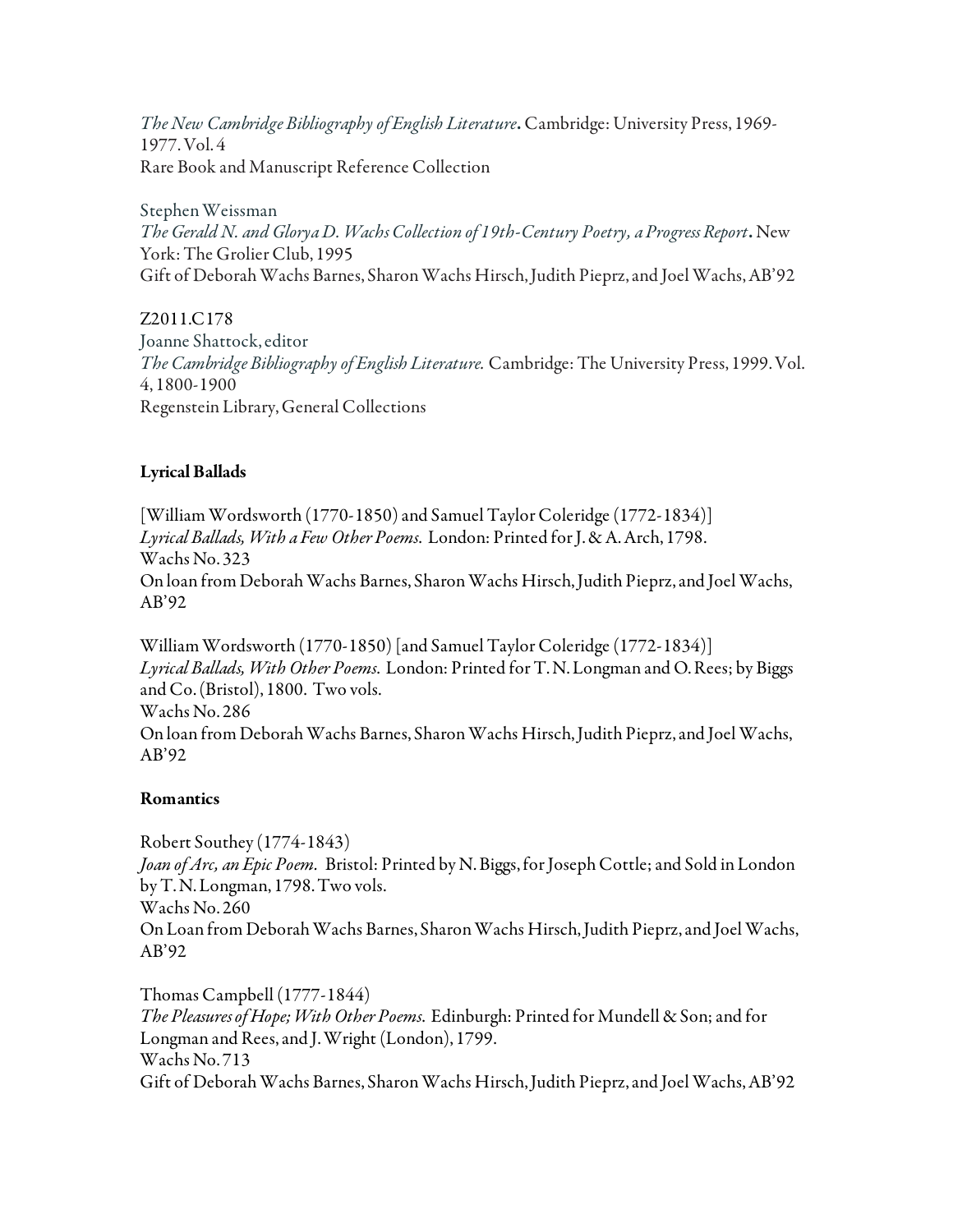*The New Cambridge Bibliography of English Literature*. Cambridge: University Press, 1969-1977. Vol. 4
Rare Book and Manuscript Reference Collection

Stephen Weissman
*The Gerald N. and Glorya D. Wachs Collection of 19th-Century Poetry, a Progress Report*. New York: The Grolier Club, 1995
Gift of Deborah Wachs Barnes, Sharon Wachs Hirsch, Judith Pieprz, and Joel Wachs, AB'92

Z2011.C178
Joanne Shattock, editor
*The Cambridge Bibliography of English Literature.* Cambridge: The University Press, 1999. Vol. 4, 1800-1900
Regenstein Library, General Collections

**Lyrical Ballads**

[William Wordsworth (1770-1850) and Samuel Taylor Coleridge (1772-1834)]
*Lyrical Ballads, With a Few Other Poems.* London: Printed for J. & A. Arch, 1798.
Wachs No. 323
On loan from Deborah Wachs Barnes, Sharon Wachs Hirsch, Judith Pieprz, and Joel Wachs, AB'92

William Wordsworth (1770-1850) [and Samuel Taylor Coleridge (1772-1834)]
*Lyrical Ballads, With Other Poems.* London: Printed for T. N. Longman and O. Rees; by Biggs and Co. (Bristol), 1800. Two vols.
Wachs No. 286
On loan from Deborah Wachs Barnes, Sharon Wachs Hirsch, Judith Pieprz, and Joel Wachs, AB'92

**Romantics**

Robert Southey (1774-1843)
*Joan of Arc, an Epic Poem.* Bristol: Printed by N. Biggs, for Joseph Cottle; and Sold in London by T. N. Longman, 1798. Two vols.
Wachs No. 260
On Loan from Deborah Wachs Barnes, Sharon Wachs Hirsch, Judith Pieprz, and Joel Wachs, AB'92

Thomas Campbell (1777-1844)
*The Pleasures of Hope; With Other Poems.* Edinburgh: Printed for Mundell & Son; and for Longman and Rees, and J. Wright (London), 1799.
Wachs No. 713
Gift of Deborah Wachs Barnes, Sharon Wachs Hirsch, Judith Pieprz, and Joel Wachs, AB'92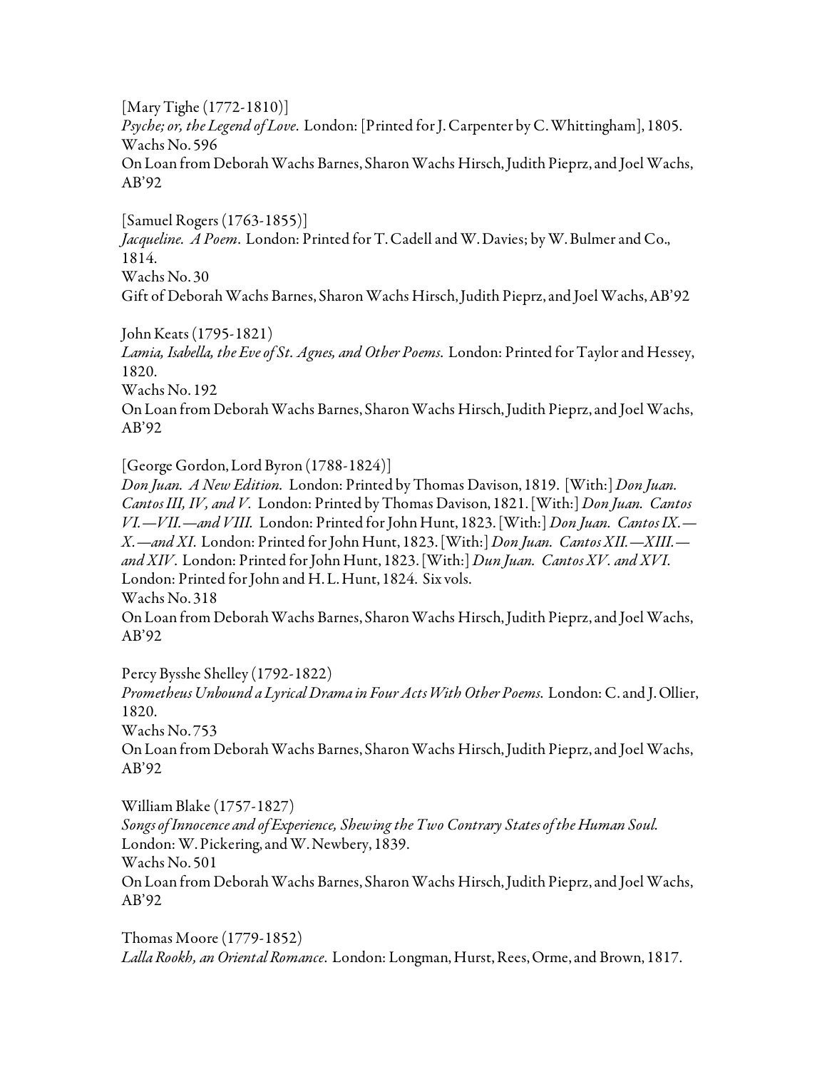[Mary Tighe (1772-1810)]
*Psyche; or, the Legend of Love*. London: [Printed for J. Carpenter by C. Whittingham], 1805.
Wachs No. 596
On Loan from Deborah Wachs Barnes, Sharon Wachs Hirsch, Judith Pieprz, and Joel Wachs, AB'92

[Samuel Rogers (1763-1855)]
*Jacqueline. A Poem*. London: Printed for T. Cadell and W. Davies; by W. Bulmer and Co., 1814.
Wachs No. 30
Gift of Deborah Wachs Barnes, Sharon Wachs Hirsch, Judith Pieprz, and Joel Wachs, AB'92

John Keats (1795-1821)
*Lamia, Isabella, the Eve of St. Agnes, and Other Poems.* London: Printed for Taylor and Hessey, 1820.
Wachs No. 192
On Loan from Deborah Wachs Barnes, Sharon Wachs Hirsch, Judith Pieprz, and Joel Wachs, AB'92

[George Gordon, Lord Byron (1788-1824)]
*Don Juan. A New Edition.* London: Printed by Thomas Davison, 1819. [With:] *Don Juan. Cantos III, IV, and V.* London: Printed by Thomas Davison, 1821. [With:] *Don Juan. Cantos VI.—VII.—and VIII.* London: Printed for John Hunt, 1823. [With:] *Don Juan. Cantos IX.—X.—and XI.* London: Printed for John Hunt, 1823. [With:] *Don Juan. Cantos XII.—XIII.—and XIV.* London: Printed for John Hunt, 1823. [With:] *Dun Juan. Cantos XV. and XVI.* London: Printed for John and H. L. Hunt, 1824. Six vols.
Wachs No. 318
On Loan from Deborah Wachs Barnes, Sharon Wachs Hirsch, Judith Pieprz, and Joel Wachs, AB'92

Percy Bysshe Shelley (1792-1822)
*Prometheus Unbound a Lyrical Drama in Four Acts With Other Poems.* London: C. and J. Ollier, 1820.
Wachs No. 753
On Loan from Deborah Wachs Barnes, Sharon Wachs Hirsch, Judith Pieprz, and Joel Wachs, AB'92

William Blake (1757-1827)
*Songs of Innocence and of Experience, Shewing the Two Contrary States of the Human Soul.* London: W. Pickering, and W. Newbery, 1839.
Wachs No. 501
On Loan from Deborah Wachs Barnes, Sharon Wachs Hirsch, Judith Pieprz, and Joel Wachs, AB'92

Thomas Moore (1779-1852)
*Lalla Rookh, an Oriental Romance*. London: Longman, Hurst, Rees, Orme, and Brown, 1817.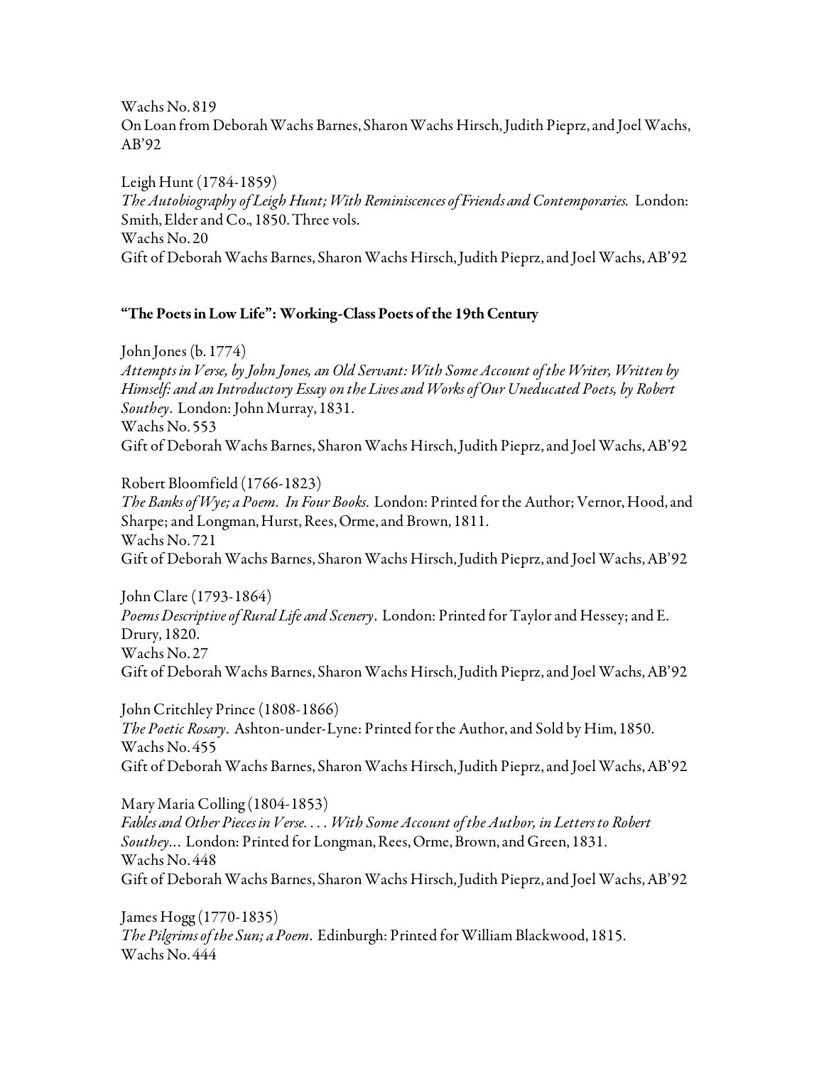Wachs No. 819
On Loan from Deborah Wachs Barnes, Sharon Wachs Hirsch, Judith Pieprz, and Joel Wachs, AB'92

Leigh Hunt (1784-1859)
*The Autobiography of Leigh Hunt; With Reminiscences of Friends and Contemporaries.* London: Smith, Elder and Co., 1850. Three vols.
Wachs No. 20
Gift of Deborah Wachs Barnes, Sharon Wachs Hirsch, Judith Pieprz, and Joel Wachs, AB'92

**"The Poets in Low Life": Working-Class Poets of the 19th Century**

John Jones (b. 1774)
*Attempts in Verse, by John Jones, an Old Servant: With Some Account of the Writer, Written by Himself: and an Introductory Essay on the Lives and Works of Our Uneducated Poets, by Robert Southey*. London: John Murray, 1831.
Wachs No. 553
Gift of Deborah Wachs Barnes, Sharon Wachs Hirsch, Judith Pieprz, and Joel Wachs, AB'92

Robert Bloomfield (1766-1823)
*The Banks of Wye; a Poem. In Four Books.* London: Printed for the Author; Vernor, Hood, and Sharpe; and Longman, Hurst, Rees, Orme, and Brown, 1811.
Wachs No. 721
Gift of Deborah Wachs Barnes, Sharon Wachs Hirsch, Judith Pieprz, and Joel Wachs, AB'92

John Clare (1793-1864)
*Poems Descriptive of Rural Life and Scenery*. London: Printed for Taylor and Hessey; and E. Drury, 1820.
Wachs No. 27
Gift of Deborah Wachs Barnes, Sharon Wachs Hirsch, Judith Pieprz, and Joel Wachs, AB'92

John Critchley Prince (1808-1866)
*The Poetic Rosary*. Ashton-under-Lyne: Printed for the Author, and Sold by Him, 1850.
Wachs No. 455
Gift of Deborah Wachs Barnes, Sharon Wachs Hirsch, Judith Pieprz, and Joel Wachs, AB'92

Mary Maria Colling (1804-1853)
*Fables and Other Pieces in Verse. . . . With Some Account of the Author, in Letters to Robert Southey...* London: Printed for Longman, Rees, Orme, Brown, and Green, 1831.
Wachs No. 448
Gift of Deborah Wachs Barnes, Sharon Wachs Hirsch, Judith Pieprz, and Joel Wachs, AB'92

James Hogg (1770-1835)
*The Pilgrims of the Sun; a Poem*. Edinburgh: Printed for William Blackwood, 1815.
Wachs No. 444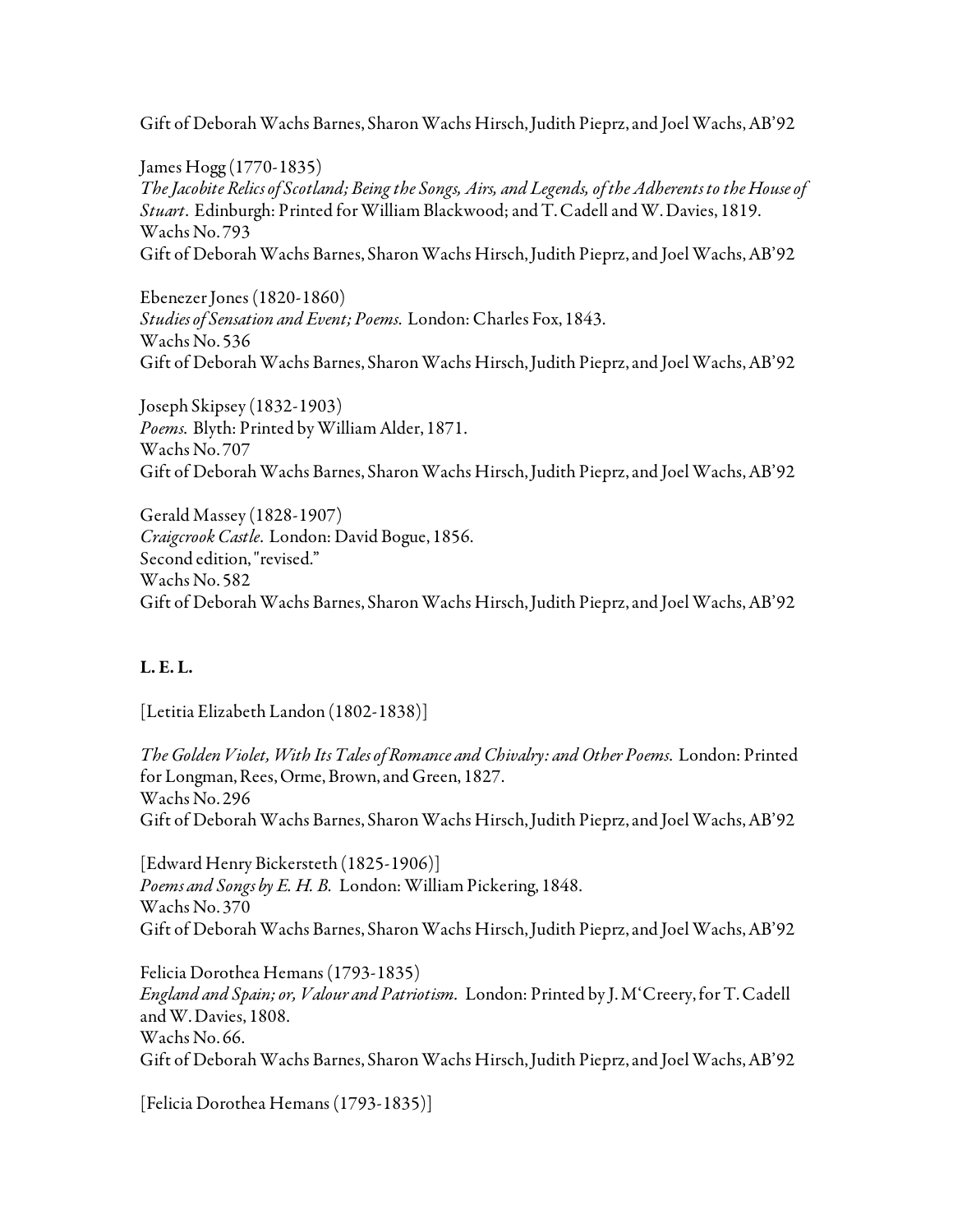Gift of Deborah Wachs Barnes, Sharon Wachs Hirsch, Judith Pieprz, and Joel Wachs, AB'92

James Hogg (1770-1835)
*The Jacobite Relics of Scotland; Being the Songs, Airs, and Legends, of the Adherents to the House of Stuart*. Edinburgh: Printed for William Blackwood; and T. Cadell and W. Davies, 1819.
Wachs No. 793
Gift of Deborah Wachs Barnes, Sharon Wachs Hirsch, Judith Pieprz, and Joel Wachs, AB'92

Ebenezer Jones (1820-1860)
*Studies of Sensation and Event; Poems.* London: Charles Fox, 1843.
Wachs No. 536
Gift of Deborah Wachs Barnes, Sharon Wachs Hirsch, Judith Pieprz, and Joel Wachs, AB'92

Joseph Skipsey (1832-1903)
*Poems.* Blyth: Printed by William Alder, 1871.
Wachs No. 707
Gift of Deborah Wachs Barnes, Sharon Wachs Hirsch, Judith Pieprz, and Joel Wachs, AB'92

Gerald Massey (1828-1907)
*Craigcrook Castle*. London: David Bogue, 1856.
Second edition, "revised."
Wachs No. 582
Gift of Deborah Wachs Barnes, Sharon Wachs Hirsch, Judith Pieprz, and Joel Wachs, AB'92

**L. E. L.**

[Letitia Elizabeth Landon (1802-1838)]

*The Golden Violet, With Its Tales of Romance and Chivalry: and Other Poems*. London: Printed for Longman, Rees, Orme, Brown, and Green, 1827.
Wachs No. 296
Gift of Deborah Wachs Barnes, Sharon Wachs Hirsch, Judith Pieprz, and Joel Wachs, AB'92

[Edward Henry Bickersteth (1825-1906)]
*Poems and Songs by E. H. B.* London: William Pickering, 1848.
Wachs No. 370
Gift of Deborah Wachs Barnes, Sharon Wachs Hirsch, Judith Pieprz, and Joel Wachs, AB'92

Felicia Dorothea Hemans (1793-1835)
*England and Spain; or, Valour and Patriotism*. London: Printed by J. M'Creery, for T. Cadell and W. Davies, 1808.
Wachs No. 66.
Gift of Deborah Wachs Barnes, Sharon Wachs Hirsch, Judith Pieprz, and Joel Wachs, AB'92

[Felicia Dorothea Hemans (1793-1835)]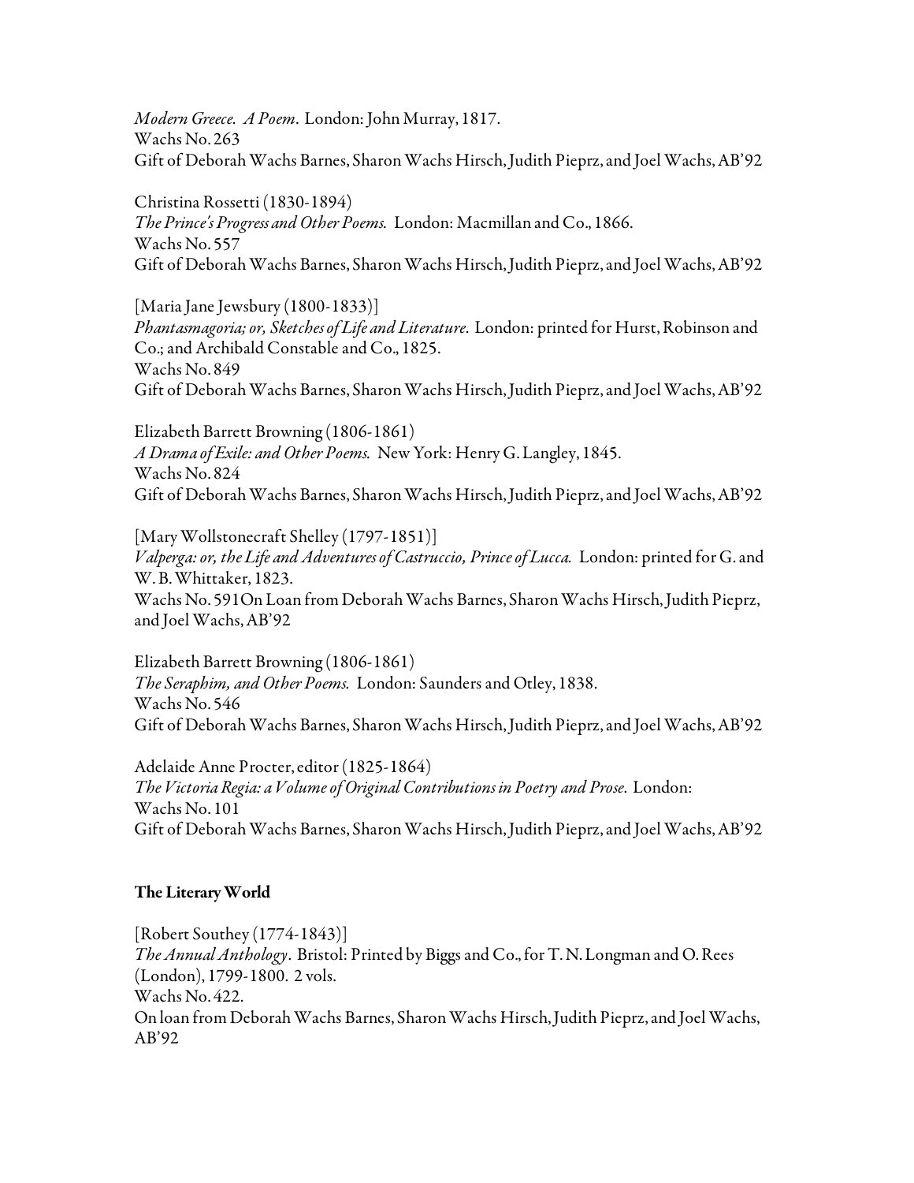*Modern Greece. A Poem*. London: John Murray, 1817.
Wachs No. 263
Gift of Deborah Wachs Barnes, Sharon Wachs Hirsch, Judith Pieprz, and Joel Wachs, AB'92

Christina Rossetti (1830-1894)
*The Prince's Progress and Other Poems.* London: Macmillan and Co., 1866.
Wachs No. 557
Gift of Deborah Wachs Barnes, Sharon Wachs Hirsch, Judith Pieprz, and Joel Wachs, AB'92

[Maria Jane Jewsbury (1800-1833)]
*Phantasmagoria; or, Sketches of Life and Literature*. London: printed for Hurst, Robinson and Co.; and Archibald Constable and Co., 1825.
Wachs No. 849
Gift of Deborah Wachs Barnes, Sharon Wachs Hirsch, Judith Pieprz, and Joel Wachs, AB'92

Elizabeth Barrett Browning (1806-1861)
*A Drama of Exile: and Other Poems.* New York: Henry G. Langley, 1845.
Wachs No. 824
Gift of Deborah Wachs Barnes, Sharon Wachs Hirsch, Judith Pieprz, and Joel Wachs, AB'92

[Mary Wollstonecraft Shelley (1797-1851)]
*Valperga: or, the Life and Adventures of Castruccio, Prince of Lucca.* London: printed for G. and W. B. Whittaker, 1823.
Wachs No. 591On Loan from Deborah Wachs Barnes, Sharon Wachs Hirsch, Judith Pieprz, and Joel Wachs, AB'92

Elizabeth Barrett Browning (1806-1861)
*The Seraphim, and Other Poems.* London: Saunders and Otley, 1838.
Wachs No. 546
Gift of Deborah Wachs Barnes, Sharon Wachs Hirsch, Judith Pieprz, and Joel Wachs, AB'92

Adelaide Anne Procter, editor (1825-1864)
*The Victoria Regia: a Volume of Original Contributions in Poetry and Prose*. London:
Wachs No. 101
Gift of Deborah Wachs Barnes, Sharon Wachs Hirsch, Judith Pieprz, and Joel Wachs, AB'92

**The Literary World**

[Robert Southey (1774-1843)]
*The Annual Anthology*. Bristol: Printed by Biggs and Co., for T. N. Longman and O. Rees (London), 1799-1800. 2 vols.
Wachs No. 422.
On loan from Deborah Wachs Barnes, Sharon Wachs Hirsch, Judith Pieprz, and Joel Wachs, AB'92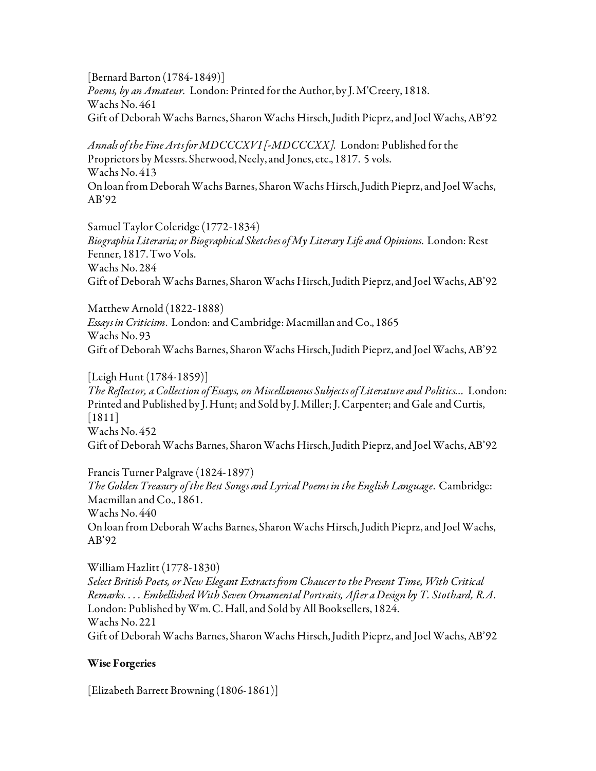[Bernard Barton (1784-1849)]
*Poems, by an Amateur.* London: Printed for the Author, by J. M'Creery, 1818.
Wachs No. 461
Gift of Deborah Wachs Barnes, Sharon Wachs Hirsch, Judith Pieprz, and Joel Wachs, AB'92

*Annals of the Fine Arts for MDCCCXVI [-MDCCCXX].* London: Published for the Proprietors by Messrs. Sherwood, Neely, and Jones, etc., 1817. 5 vols.
Wachs No. 413
On loan from Deborah Wachs Barnes, Sharon Wachs Hirsch, Judith Pieprz, and Joel Wachs, AB'92

Samuel Taylor Coleridge (1772-1834)
*Biographia Literaria; or Biographical Sketches of My Literary Life and Opinions.* London: Rest Fenner, 1817. Two Vols.
Wachs No. 284
Gift of Deborah Wachs Barnes, Sharon Wachs Hirsch, Judith Pieprz, and Joel Wachs, AB'92

Matthew Arnold (1822-1888)
*Essays in Criticism.* London: and Cambridge: Macmillan and Co., 1865
Wachs No. 93
Gift of Deborah Wachs Barnes, Sharon Wachs Hirsch, Judith Pieprz, and Joel Wachs, AB'92

[Leigh Hunt (1784-1859)]
*The Reflector, a Collection of Essays, on Miscellaneous Subjects of Literature and Politics...* London: Printed and Published by J. Hunt; and Sold by J. Miller; J. Carpenter; and Gale and Curtis, [1811]
Wachs No. 452
Gift of Deborah Wachs Barnes, Sharon Wachs Hirsch, Judith Pieprz, and Joel Wachs, AB'92

Francis Turner Palgrave (1824-1897)
*The Golden Treasury of the Best Songs and Lyrical Poems in the English Language.* Cambridge: Macmillan and Co., 1861.
Wachs No. 440
On loan from Deborah Wachs Barnes, Sharon Wachs Hirsch, Judith Pieprz, and Joel Wachs, AB'92

William Hazlitt (1778-1830)
*Select British Poets, or New Elegant Extracts from Chaucer to the Present Time, With Critical Remarks. . . . Embellished With Seven Ornamental Portraits, After a Design by T. Stothard, R.A.* London: Published by Wm. C. Hall, and Sold by All Booksellers, 1824.
Wachs No. 221
Gift of Deborah Wachs Barnes, Sharon Wachs Hirsch, Judith Pieprz, and Joel Wachs, AB'92

**Wise Forgeries**

[Elizabeth Barrett Browning (1806-1861)]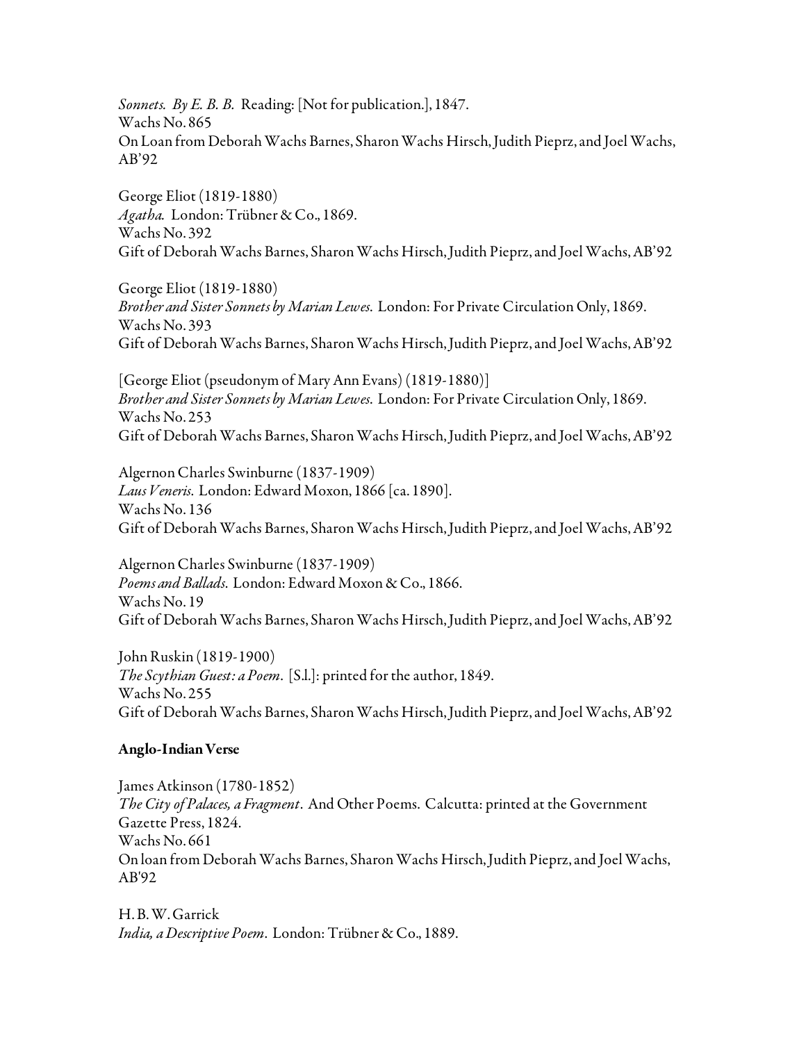*Sonnets. By E. B. B.* Reading: [Not for publication.], 1847.
Wachs No. 865
On Loan from Deborah Wachs Barnes, Sharon Wachs Hirsch, Judith Pieprz, and Joel Wachs, AB'92

George Eliot (1819-1880)
*Agatha.* London: Trübner & Co., 1869.
Wachs No. 392
Gift of Deborah Wachs Barnes, Sharon Wachs Hirsch, Judith Pieprz, and Joel Wachs, AB'92

George Eliot (1819-1880)
*Brother and Sister Sonnets by Marian Lewes.* London: For Private Circulation Only, 1869.
Wachs No. 393
Gift of Deborah Wachs Barnes, Sharon Wachs Hirsch, Judith Pieprz, and Joel Wachs, AB'92

[George Eliot (pseudonym of Mary Ann Evans) (1819-1880)]
*Brother and Sister Sonnets by Marian Lewes.* London: For Private Circulation Only, 1869.
Wachs No. 253
Gift of Deborah Wachs Barnes, Sharon Wachs Hirsch, Judith Pieprz, and Joel Wachs, AB'92

Algernon Charles Swinburne (1837-1909)
*Laus Veneris.* London: Edward Moxon, 1866 [ca. 1890].
Wachs No. 136
Gift of Deborah Wachs Barnes, Sharon Wachs Hirsch, Judith Pieprz, and Joel Wachs, AB'92

Algernon Charles Swinburne (1837-1909)
*Poems and Ballads.* London: Edward Moxon & Co., 1866.
Wachs No. 19
Gift of Deborah Wachs Barnes, Sharon Wachs Hirsch, Judith Pieprz, and Joel Wachs, AB'92

John Ruskin (1819-1900)
*The Scythian Guest: a Poem.* [S.l.]: printed for the author, 1849.
Wachs No. 255
Gift of Deborah Wachs Barnes, Sharon Wachs Hirsch, Judith Pieprz, and Joel Wachs, AB'92

**Anglo-Indian Verse**

James Atkinson (1780-1852)
*The City of Palaces, a Fragment.* And Other Poems. Calcutta: printed at the Government Gazette Press, 1824.
Wachs No. 661
On loan from Deborah Wachs Barnes, Sharon Wachs Hirsch, Judith Pieprz, and Joel Wachs, AB'92

H. B. W. Garrick
*India, a Descriptive Poem.* London: Trübner & Co., 1889.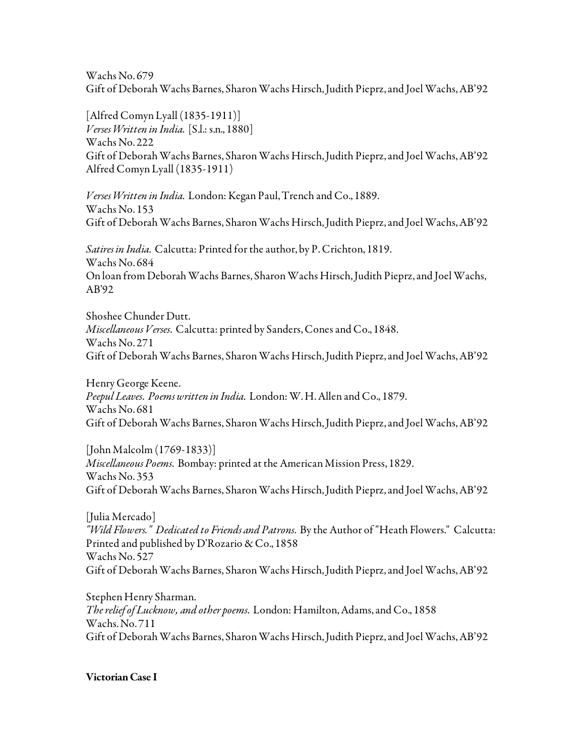Wachs No. 679
Gift of Deborah Wachs Barnes, Sharon Wachs Hirsch, Judith Pieprz, and Joel Wachs, AB'92

[Alfred Comyn Lyall (1835-1911)]
*Verses Written in India.* [S.l.: s.n., 1880]
Wachs No. 222
Gift of Deborah Wachs Barnes, Sharon Wachs Hirsch, Judith Pieprz, and Joel Wachs, AB'92
Alfred Comyn Lyall (1835-1911)

*Verses Written in India.* London: Kegan Paul, Trench and Co., 1889.
Wachs No. 153
Gift of Deborah Wachs Barnes, Sharon Wachs Hirsch, Judith Pieprz, and Joel Wachs, AB'92

*Satires in India.* Calcutta: Printed for the author, by P. Crichton, 1819.
Wachs No. 684
On loan from Deborah Wachs Barnes, Sharon Wachs Hirsch, Judith Pieprz, and Joel Wachs, AB'92

Shoshee Chunder Dutt.
*Miscellaneous Verses.* Calcutta: printed by Sanders, Cones and Co., 1848.
Wachs No. 271
Gift of Deborah Wachs Barnes, Sharon Wachs Hirsch, Judith Pieprz, and Joel Wachs, AB'92

Henry George Keene.
*Peepul Leaves. Poems written in India.* London: W. H. Allen and Co., 1879.
Wachs No. 681
Gift of Deborah Wachs Barnes, Sharon Wachs Hirsch, Judith Pieprz, and Joel Wachs, AB'92

[John Malcolm (1769-1833)]
*Miscellaneous Poems.* Bombay: printed at the American Mission Press, 1829.
Wachs No. 353
Gift of Deborah Wachs Barnes, Sharon Wachs Hirsch, Judith Pieprz, and Joel Wachs, AB'92

[Julia Mercado]
*"Wild Flowers." Dedicated to Friends and Patrons.* By the Author of "Heath Flowers." Calcutta: Printed and published by D'Rozario & Co., 1858
Wachs No. 527
Gift of Deborah Wachs Barnes, Sharon Wachs Hirsch, Judith Pieprz, and Joel Wachs, AB'92

Stephen Henry Sharman.
*The relief of Lucknow, and other poems.* London: Hamilton, Adams, and Co., 1858
Wachs. No. 711
Gift of Deborah Wachs Barnes, Sharon Wachs Hirsch, Judith Pieprz, and Joel Wachs, AB'92

**Victorian Case I**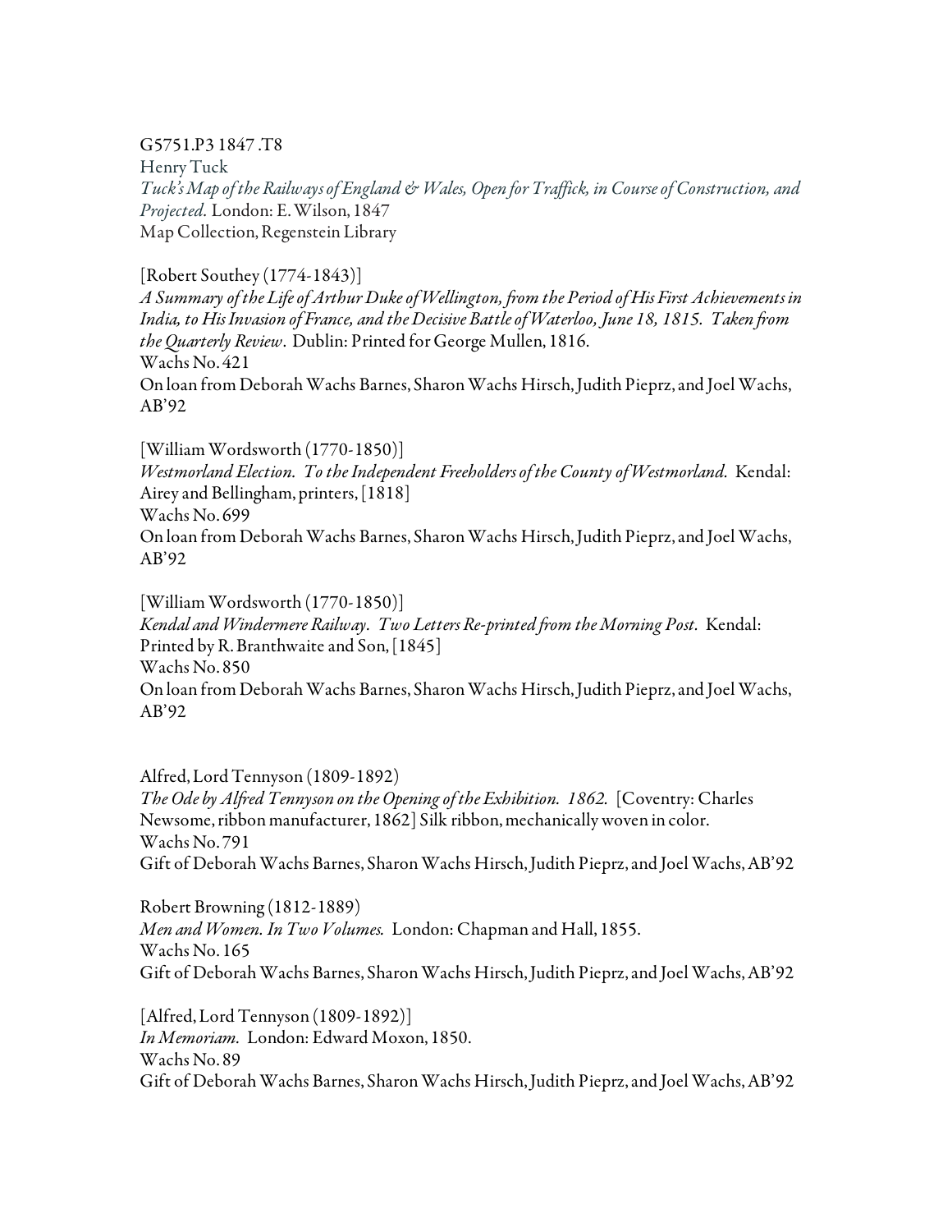G5751.P3 1847 .T8
Henry Tuck
*Tuck's Map of the Railways of England & Wales, Open for Traffick, in Course of Construction, and Projected.* London: E. Wilson, 1847
Map Collection, Regenstein Library

[Robert Southey (1774-1843)]
*A Summary of the Life of Arthur Duke of Wellington, from the Period of His First Achievements in India, to His Invasion of France, and the Decisive Battle of Waterloo, June 18, 1815. Taken from the Quarterly Review.* Dublin: Printed for George Mullen, 1816.
Wachs No. 421
On loan from Deborah Wachs Barnes, Sharon Wachs Hirsch, Judith Pieprz, and Joel Wachs, AB'92

[William Wordsworth (1770-1850)]
*Westmorland Election. To the Independent Freeholders of the County of Westmorland.* Kendal: Airey and Bellingham, printers, [1818]
Wachs No. 699
On loan from Deborah Wachs Barnes, Sharon Wachs Hirsch, Judith Pieprz, and Joel Wachs, AB'92

[William Wordsworth (1770-1850)]
*Kendal and Windermere Railway. Two Letters Re-printed from the Morning Post.* Kendal: Printed by R. Branthwaite and Son, [1845]
Wachs No. 850
On loan from Deborah Wachs Barnes, Sharon Wachs Hirsch, Judith Pieprz, and Joel Wachs, AB'92

Alfred, Lord Tennyson (1809-1892)
*The Ode by Alfred Tennyson on the Opening of the Exhibition. 1862.* [Coventry: Charles Newsome, ribbon manufacturer, 1862] Silk ribbon, mechanically woven in color.
Wachs No. 791
Gift of Deborah Wachs Barnes, Sharon Wachs Hirsch, Judith Pieprz, and Joel Wachs, AB'92

Robert Browning (1812-1889)
*Men and Women. In Two Volumes.* London: Chapman and Hall, 1855.
Wachs No. 165
Gift of Deborah Wachs Barnes, Sharon Wachs Hirsch, Judith Pieprz, and Joel Wachs, AB'92

[Alfred, Lord Tennyson (1809-1892)]
*In Memoriam.* London: Edward Moxon, 1850.
Wachs No. 89
Gift of Deborah Wachs Barnes, Sharon Wachs Hirsch, Judith Pieprz, and Joel Wachs, AB'92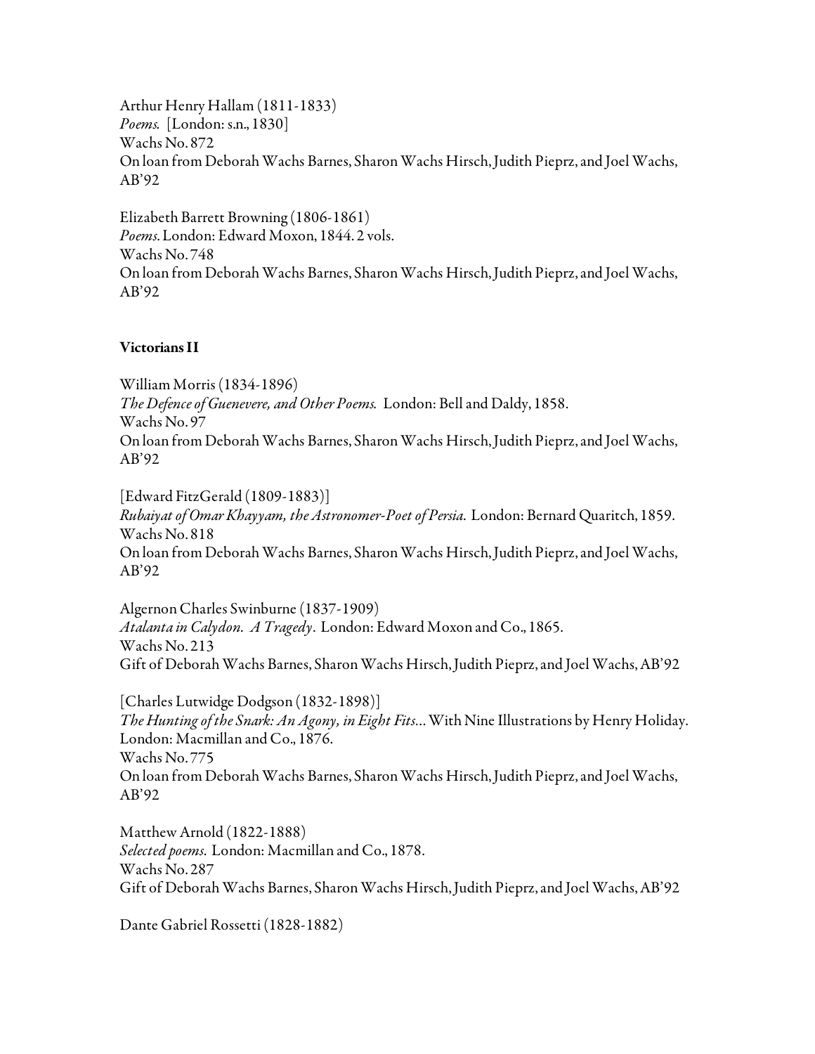Arthur Henry Hallam (1811-1833)
*Poems.* [London: s.n., 1830]
Wachs No. 872
On loan from Deborah Wachs Barnes, Sharon Wachs Hirsch, Judith Pieprz, and Joel Wachs, AB'92

Elizabeth Barrett Browning (1806-1861)
*Poems.* London: Edward Moxon, 1844. 2 vols.
Wachs No. 748
On loan from Deborah Wachs Barnes, Sharon Wachs Hirsch, Judith Pieprz, and Joel Wachs, AB'92

**Victorians II**

William Morris (1834-1896)
*The Defence of Guenevere, and Other Poems.* London: Bell and Daldy, 1858.
Wachs No. 97
On loan from Deborah Wachs Barnes, Sharon Wachs Hirsch, Judith Pieprz, and Joel Wachs, AB'92

[Edward FitzGerald (1809-1883)]
*Rubaiyat of Omar Khayyam, the Astronomer-Poet of Persia.* London: Bernard Quaritch, 1859.
Wachs No. 818
On loan from Deborah Wachs Barnes, Sharon Wachs Hirsch, Judith Pieprz, and Joel Wachs, AB'92

Algernon Charles Swinburne (1837-1909)
*Atalanta in Calydon. A Tragedy*. London: Edward Moxon and Co., 1865.
Wachs No. 213
Gift of Deborah Wachs Barnes, Sharon Wachs Hirsch, Judith Pieprz, and Joel Wachs, AB'92

[Charles Lutwidge Dodgson (1832-1898)]
*The Hunting of the Snark: An Agony, in Eight Fits*... With Nine Illustrations by Henry Holiday. London: Macmillan and Co., 1876.
Wachs No. 775
On loan from Deborah Wachs Barnes, Sharon Wachs Hirsch, Judith Pieprz, and Joel Wachs, AB'92

Matthew Arnold (1822-1888)
*Selected poems.* London: Macmillan and Co., 1878.
Wachs No. 287
Gift of Deborah Wachs Barnes, Sharon Wachs Hirsch, Judith Pieprz, and Joel Wachs, AB'92

Dante Gabriel Rossetti (1828-1882)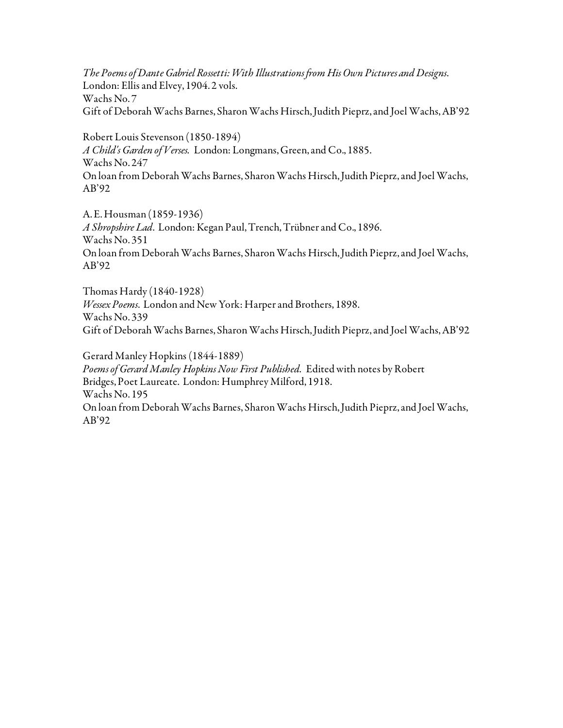*The Poems of Dante Gabriel Rossetti: With Illustrations from His Own Pictures and Designs*. London: Ellis and Elvey, 1904. 2 vols.
Wachs No. 7
Gift of Deborah Wachs Barnes, Sharon Wachs Hirsch, Judith Pieprz, and Joel Wachs, AB'92

Robert Louis Stevenson (1850-1894)
*A Child's Garden of Verses*. London: Longmans, Green, and Co., 1885.
Wachs No. 247
On loan from Deborah Wachs Barnes, Sharon Wachs Hirsch, Judith Pieprz, and Joel Wachs, AB'92

A. E. Housman (1859-1936)
*A Shropshire Lad*. London: Kegan Paul, Trench, Trübner and Co., 1896.
Wachs No. 351
On loan from Deborah Wachs Barnes, Sharon Wachs Hirsch, Judith Pieprz, and Joel Wachs, AB'92

Thomas Hardy (1840-1928)
*Wessex Poems*. London and New York: Harper and Brothers, 1898.
Wachs No. 339
Gift of Deborah Wachs Barnes, Sharon Wachs Hirsch, Judith Pieprz, and Joel Wachs, AB'92

Gerard Manley Hopkins (1844-1889)
*Poems of Gerard Manley Hopkins Now First Published*. Edited with notes by Robert Bridges, Poet Laureate. London: Humphrey Milford, 1918.
Wachs No. 195
On loan from Deborah Wachs Barnes, Sharon Wachs Hirsch, Judith Pieprz, and Joel Wachs, AB'92